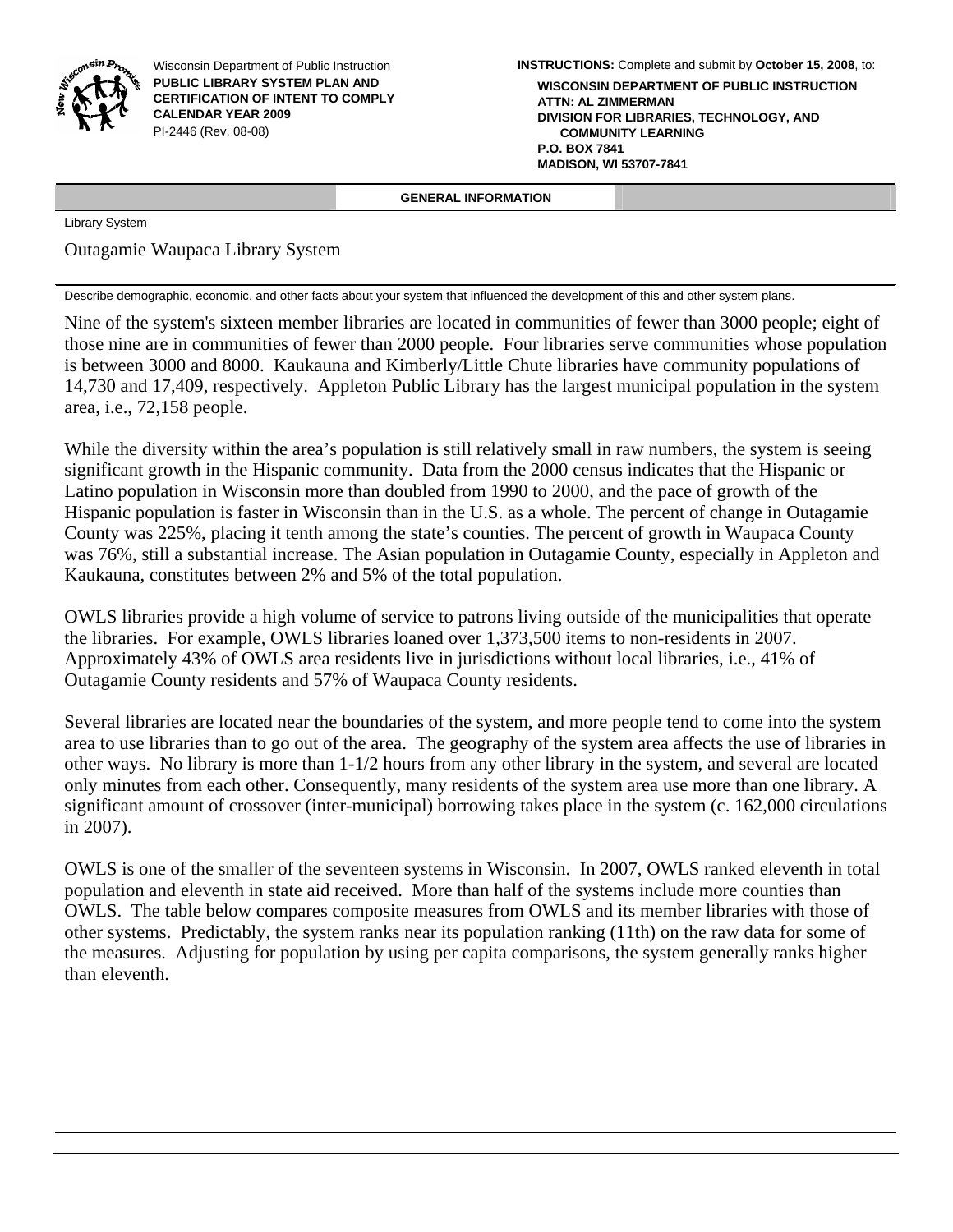Wisconsin Department of Public Instruction
**PUBLIC LIBRARY SYSTEM PLAN AND CERTIFICATION OF INTENT TO COMPLY CALENDAR YEAR 2009**
PI-2446 (Rev. 08-08)

**INSTRUCTIONS:** Complete and submit by **October 15, 2008**, to:

**WISCONSIN DEPARTMENT OF PUBLIC INSTRUCTION**
**ATTN: AL ZIMMERMAN**
**DIVISION FOR LIBRARIES, TECHNOLOGY, AND COMMUNITY LEARNING**
**P.O. BOX 7841**
**MADISON, WI 53707-7841**

## GENERAL INFORMATION

Library System

Outagamie Waupaca Library System

Describe demographic, economic, and other facts about your system that influenced the development of this and other system plans.

Nine of the system's sixteen member libraries are located in communities of fewer than 3000 people; eight of those nine are in communities of fewer than 2000 people. Four libraries serve communities whose population is between 3000 and 8000. Kaukauna and Kimberly/Little Chute libraries have community populations of 14,730 and 17,409, respectively. Appleton Public Library has the largest municipal population in the system area, i.e., 72,158 people.

While the diversity within the area's population is still relatively small in raw numbers, the system is seeing significant growth in the Hispanic community. Data from the 2000 census indicates that the Hispanic or Latino population in Wisconsin more than doubled from 1990 to 2000, and the pace of growth of the Hispanic population is faster in Wisconsin than in the U.S. as a whole. The percent of change in Outagamie County was 225%, placing it tenth among the state's counties. The percent of growth in Waupaca County was 76%, still a substantial increase. The Asian population in Outagamie County, especially in Appleton and Kaukauna, constitutes between 2% and 5% of the total population.

OWLS libraries provide a high volume of service to patrons living outside of the municipalities that operate the libraries. For example, OWLS libraries loaned over 1,373,500 items to non-residents in 2007. Approximately 43% of OWLS area residents live in jurisdictions without local libraries, i.e., 41% of Outagamie County residents and 57% of Waupaca County residents.

Several libraries are located near the boundaries of the system, and more people tend to come into the system area to use libraries than to go out of the area. The geography of the system area affects the use of libraries in other ways. No library is more than 1-1/2 hours from any other library in the system, and several are located only minutes from each other. Consequently, many residents of the system area use more than one library. A significant amount of crossover (inter-municipal) borrowing takes place in the system (c. 162,000 circulations in 2007).

OWLS is one of the smaller of the seventeen systems in Wisconsin. In 2007, OWLS ranked eleventh in total population and eleventh in state aid received. More than half of the systems include more counties than OWLS. The table below compares composite measures from OWLS and its member libraries with those of other systems. Predictably, the system ranks near its population ranking (11th) on the raw data for some of the measures. Adjusting for population by using per capita comparisons, the system generally ranks higher than eleventh.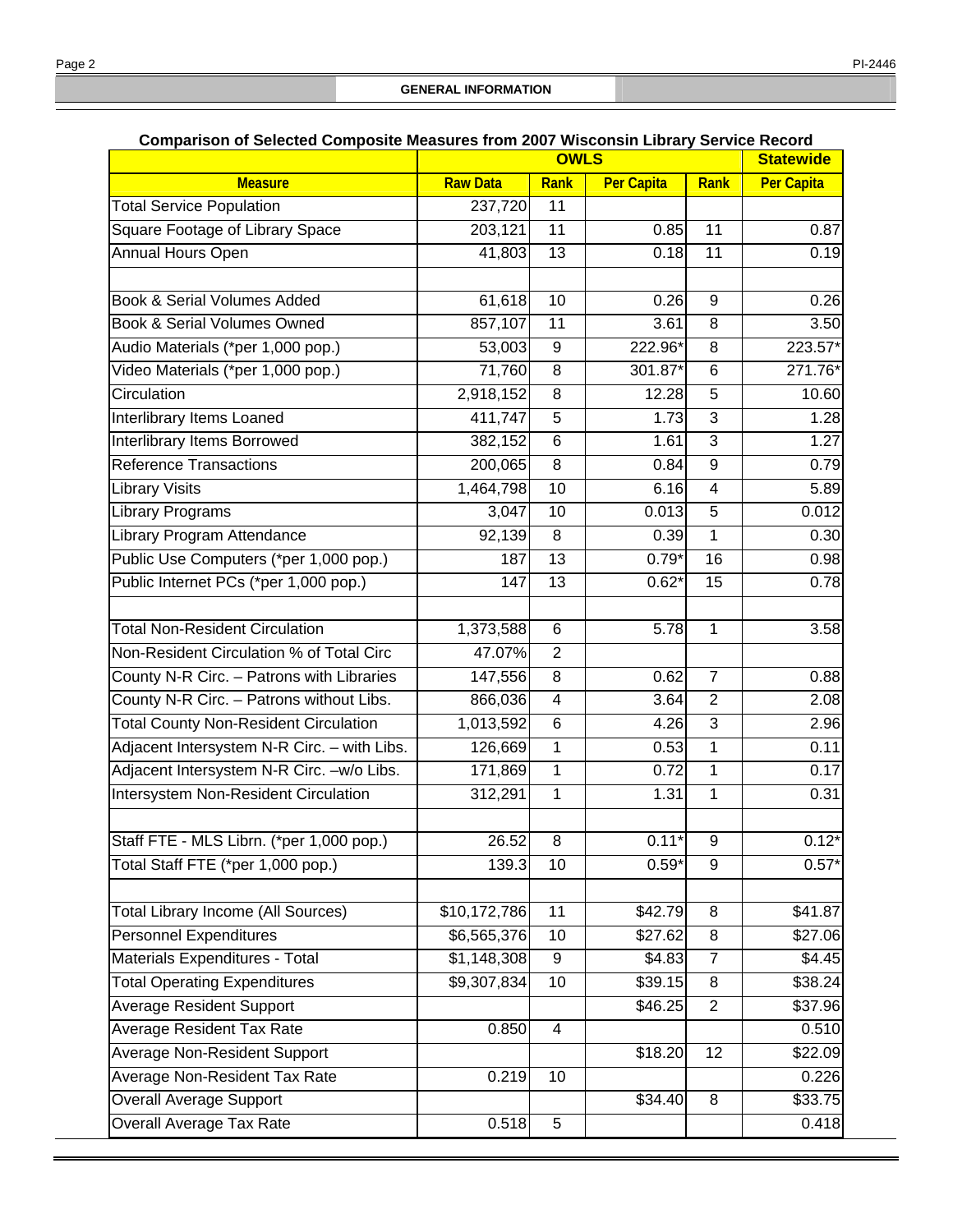## GENERAL INFORMATION

### Comparison of Selected Composite Measures from 2007 Wisconsin Library Service Record

| | OWLS | | | | Statewide |
|---|---|---|---|---|---|
| **Measure** | **Raw Data** | **Rank** | **Per Capita** | **Rank** | **Per Capita** |
| Total Service Population | 237,720 | 11 | | | |
| Square Footage of Library Space | 203,121 | 11 | 0.85 | 11 | 0.87 |
| Annual Hours Open | 41,803 | 13 | 0.18 | 11 | 0.19 |
| | | | | | |
| Book & Serial Volumes Added | 61,618 | 10 | 0.26 | 9 | 0.26 |
| Book & Serial Volumes Owned | 857,107 | 11 | 3.61 | 8 | 3.50 |
| Audio Materials (*per 1,000 pop.) | 53,003 | 9 | 222.96* | 8 | 223.57* |
| Video Materials (*per 1,000 pop.) | 71,760 | 8 | 301.87* | 6 | 271.76* |
| Circulation | 2,918,152 | 8 | 12.28 | 5 | 10.60 |
| Interlibrary Items Loaned | 411,747 | 5 | 1.73 | 3 | 1.28 |
| Interlibrary Items Borrowed | 382,152 | 6 | 1.61 | 3 | 1.27 |
| Reference Transactions | 200,065 | 8 | 0.84 | 9 | 0.79 |
| Library Visits | 1,464,798 | 10 | 6.16 | 4 | 5.89 |
| Library Programs | 3,047 | 10 | 0.013 | 5 | 0.012 |
| Library Program Attendance | 92,139 | 8 | 0.39 | 1 | 0.30 |
| Public Use Computers (*per 1,000 pop.) | 187 | 13 | 0.79* | 16 | 0.98 |
| Public Internet PCs (*per 1,000 pop.) | 147 | 13 | 0.62* | 15 | 0.78 |
| | | | | | |
| Total Non-Resident Circulation | 1,373,588 | 6 | 5.78 | 1 | 3.58 |
| Non-Resident Circulation % of Total Circ | 47.07% | 2 | | | |
| County N-R Circ. – Patrons with Libraries | 147,556 | 8 | 0.62 | 7 | 0.88 |
| County N-R Circ. – Patrons without Libs. | 866,036 | 4 | 3.64 | 2 | 2.08 |
| Total County Non-Resident Circulation | 1,013,592 | 6 | 4.26 | 3 | 2.96 |
| Adjacent Intersystem N-R Circ. – with Libs. | 126,669 | 1 | 0.53 | 1 | 0.11 |
| Adjacent Intersystem N-R Circ. –w/o Libs. | 171,869 | 1 | 0.72 | 1 | 0.17 |
| Intersystem Non-Resident Circulation | 312,291 | 1 | 1.31 | 1 | 0.31 |
| | | | | | |
| Staff FTE - MLS Librn. (*per 1,000 pop.) | 26.52 | 8 | 0.11* | 9 | 0.12* |
| Total Staff FTE (*per 1,000 pop.) | 139.3 | 10 | 0.59* | 9 | 0.57* |
| | | | | | |
| Total Library Income (All Sources) | $10,172,786 | 11 | $42.79 | 8 | $41.87 |
| Personnel Expenditures | $6,565,376 | 10 | $27.62 | 8 | $27.06 |
| Materials Expenditures - Total | $1,148,308 | 9 | $4.83 | 7 | $4.45 |
| Total Operating Expenditures | $9,307,834 | 10 | $39.15 | 8 | $38.24 |
| Average Resident Support | | | $46.25 | 2 | $37.96 |
| Average Resident Tax Rate | 0.850 | 4 | | | 0.510 |
| Average Non-Resident Support | | | $18.20 | 12 | $22.09 |
| Average Non-Resident Tax Rate | 0.219 | 10 | | | 0.226 |
| Overall Average Support | | | $34.40 | 8 | $33.75 |
| Overall Average Tax Rate | 0.518 | 5 | | | 0.418 |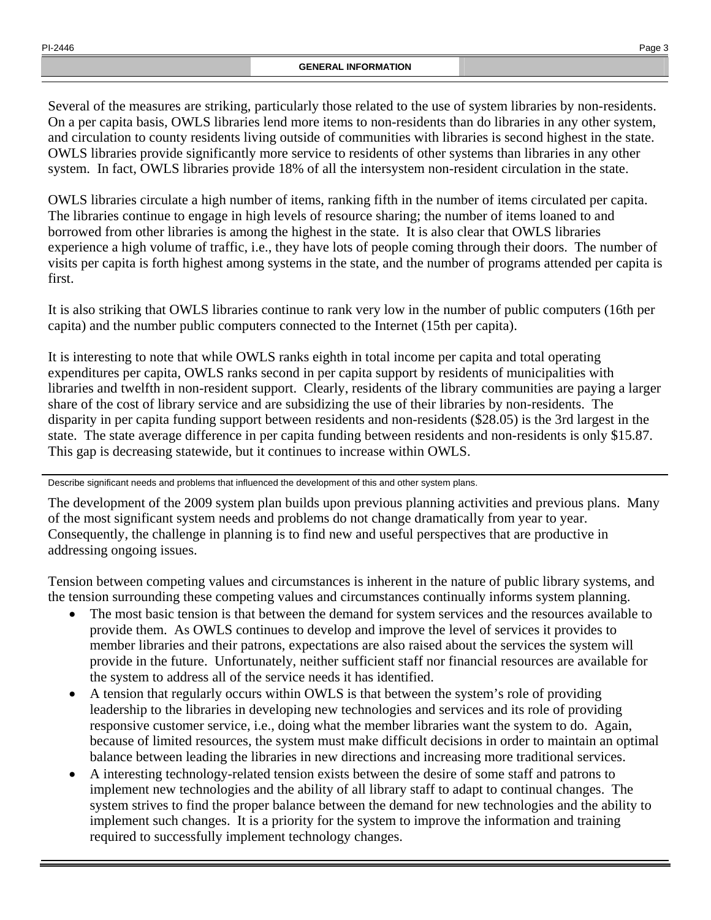## GENERAL INFORMATION

Several of the measures are striking, particularly those related to the use of system libraries by non-residents. On a per capita basis, OWLS libraries lend more items to non-residents than do libraries in any other system, and circulation to county residents living outside of communities with libraries is second highest in the state. OWLS libraries provide significantly more service to residents of other systems than libraries in any other system. In fact, OWLS libraries provide 18% of all the intersystem non-resident circulation in the state.

OWLS libraries circulate a high number of items, ranking fifth in the number of items circulated per capita. The libraries continue to engage in high levels of resource sharing; the number of items loaned to and borrowed from other libraries is among the highest in the state. It is also clear that OWLS libraries experience a high volume of traffic, i.e., they have lots of people coming through their doors. The number of visits per capita is forth highest among systems in the state, and the number of programs attended per capita is first.

It is also striking that OWLS libraries continue to rank very low in the number of public computers (16th per capita) and the number public computers connected to the Internet (15th per capita).

It is interesting to note that while OWLS ranks eighth in total income per capita and total operating expenditures per capita, OWLS ranks second in per capita support by residents of municipalities with libraries and twelfth in non-resident support. Clearly, residents of the library communities are paying a larger share of the cost of library service and are subsidizing the use of their libraries by non-residents. The disparity in per capita funding support between residents and non-residents ($28.05) is the 3rd largest in the state. The state average difference in per capita funding between residents and non-residents is only $15.87. This gap is decreasing statewide, but it continues to increase within OWLS.

Describe significant needs and problems that influenced the development of this and other system plans.

The development of the 2009 system plan builds upon previous planning activities and previous plans. Many of the most significant system needs and problems do not change dramatically from year to year. Consequently, the challenge in planning is to find new and useful perspectives that are productive in addressing ongoing issues.

Tension between competing values and circumstances is inherent in the nature of public library systems, and the tension surrounding these competing values and circumstances continually informs system planning.

- The most basic tension is that between the demand for system services and the resources available to provide them. As OWLS continues to develop and improve the level of services it provides to member libraries and their patrons, expectations are also raised about the services the system will provide in the future. Unfortunately, neither sufficient staff nor financial resources are available for the system to address all of the service needs it has identified.
- A tension that regularly occurs within OWLS is that between the system's role of providing leadership to the libraries in developing new technologies and services and its role of providing responsive customer service, i.e., doing what the member libraries want the system to do. Again, because of limited resources, the system must make difficult decisions in order to maintain an optimal balance between leading the libraries in new directions and increasing more traditional services.
- A interesting technology-related tension exists between the desire of some staff and patrons to implement new technologies and the ability of all library staff to adapt to continual changes. The system strives to find the proper balance between the demand for new technologies and the ability to implement such changes. It is a priority for the system to improve the information and training required to successfully implement technology changes.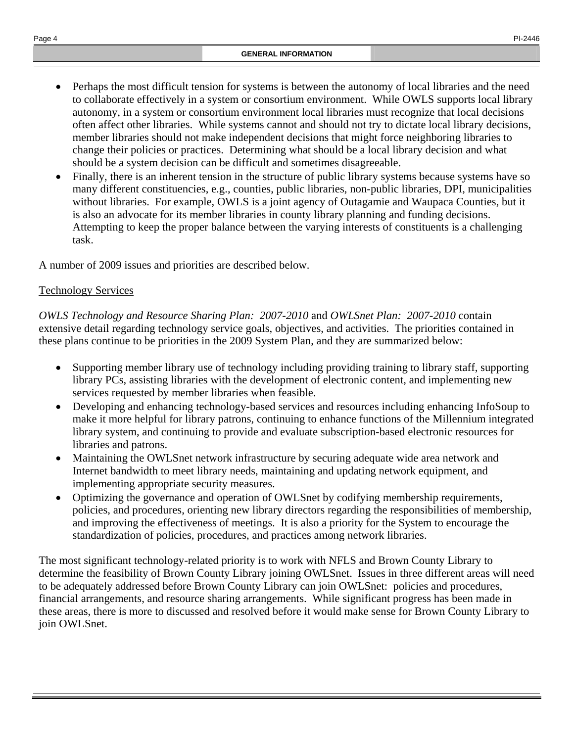- Perhaps the most difficult tension for systems is between the autonomy of local libraries and the need to collaborate effectively in a system or consortium environment. While OWLS supports local library autonomy, in a system or consortium environment local libraries must recognize that local decisions often affect other libraries. While systems cannot and should not try to dictate local library decisions, member libraries should not make independent decisions that might force neighboring libraries to change their policies or practices. Determining what should be a local library decision and what should be a system decision can be difficult and sometimes disagreeable.
- Finally, there is an inherent tension in the structure of public library systems because systems have so many different constituencies, e.g., counties, public libraries, non-public libraries, DPI, municipalities without libraries. For example, OWLS is a joint agency of Outagamie and Waupaca Counties, but it is also an advocate for its member libraries in county library planning and funding decisions. Attempting to keep the proper balance between the varying interests of constituents is a challenging task.

A number of 2009 issues and priorities are described below.

<u>Technology Services</u>

*OWLS Technology and Resource Sharing Plan: 2007-2010* and *OWLSnet Plan: 2007-2010* contain extensive detail regarding technology service goals, objectives, and activities. The priorities contained in these plans continue to be priorities in the 2009 System Plan, and they are summarized below:

- Supporting member library use of technology including providing training to library staff, supporting library PCs, assisting libraries with the development of electronic content, and implementing new services requested by member libraries when feasible.
- Developing and enhancing technology-based services and resources including enhancing InfoSoup to make it more helpful for library patrons, continuing to enhance functions of the Millennium integrated library system, and continuing to provide and evaluate subscription-based electronic resources for libraries and patrons.
- Maintaining the OWLSnet network infrastructure by securing adequate wide area network and Internet bandwidth to meet library needs, maintaining and updating network equipment, and implementing appropriate security measures.
- Optimizing the governance and operation of OWLSnet by codifying membership requirements, policies, and procedures, orienting new library directors regarding the responsibilities of membership, and improving the effectiveness of meetings. It is also a priority for the System to encourage the standardization of policies, procedures, and practices among network libraries.

The most significant technology-related priority is to work with NFLS and Brown County Library to determine the feasibility of Brown County Library joining OWLSnet. Issues in three different areas will need to be adequately addressed before Brown County Library can join OWLSnet: policies and procedures, financial arrangements, and resource sharing arrangements. While significant progress has been made in these areas, there is more to discussed and resolved before it would make sense for Brown County Library to join OWLSnet.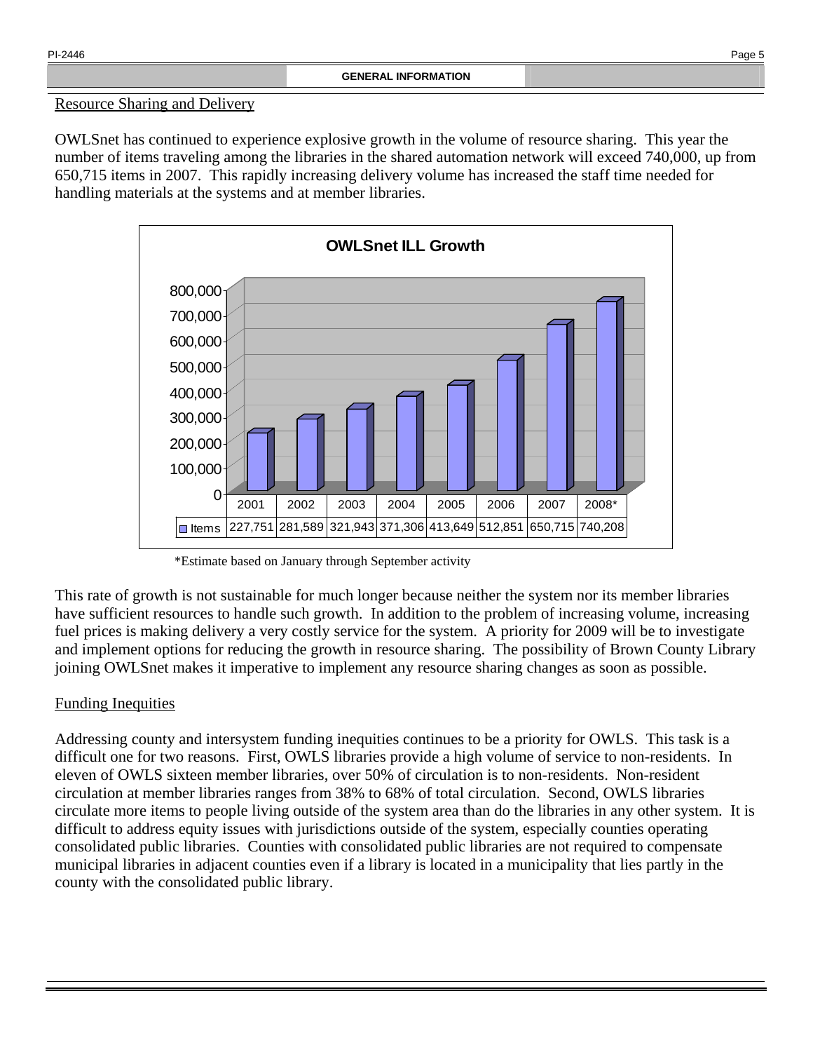**GENERAL INFORMATION**

Resource Sharing and Delivery

OWLSnet has continued to experience explosive growth in the volume of resource sharing. This year the number of items traveling among the libraries in the shared automation network will exceed 740,000, up from 650,715 items in 2007. This rapidly increasing delivery volume has increased the staff time needed for handling materials at the systems and at member libraries.

**OWLSnet ILL Growth**

| | 2001 | 2002 | 2003 | 2004 | 2005 | 2006 | 2007 | 2008* |
|---|---|---|---|---|---|---|---|---|
| Items | 227,751 | 281,589 | 321,943 | 371,306 | 413,649 | 512,851 | 650,715 | 740,208 |

*Estimate based on January through September activity

This rate of growth is not sustainable for much longer because neither the system nor its member libraries have sufficient resources to handle such growth. In addition to the problem of increasing volume, increasing fuel prices is making delivery a very costly service for the system. A priority for 2009 will be to investigate and implement options for reducing the growth in resource sharing. The possibility of Brown County Library joining OWLSnet makes it imperative to implement any resource sharing changes as soon as possible.

Funding Inequities

Addressing county and intersystem funding inequities continues to be a priority for OWLS. This task is a difficult one for two reasons. First, OWLS libraries provide a high volume of service to non-residents. In eleven of OWLS sixteen member libraries, over 50% of circulation is to non-residents. Non-resident circulation at member libraries ranges from 38% to 68% of total circulation. Second, OWLS libraries circulate more items to people living outside of the system area than do the libraries in any other system. It is difficult to address equity issues with jurisdictions outside of the system, especially counties operating consolidated public libraries. Counties with consolidated public libraries are not required to compensate municipal libraries in adjacent counties even if a library is located in a municipality that lies partly in the county with the consolidated public library.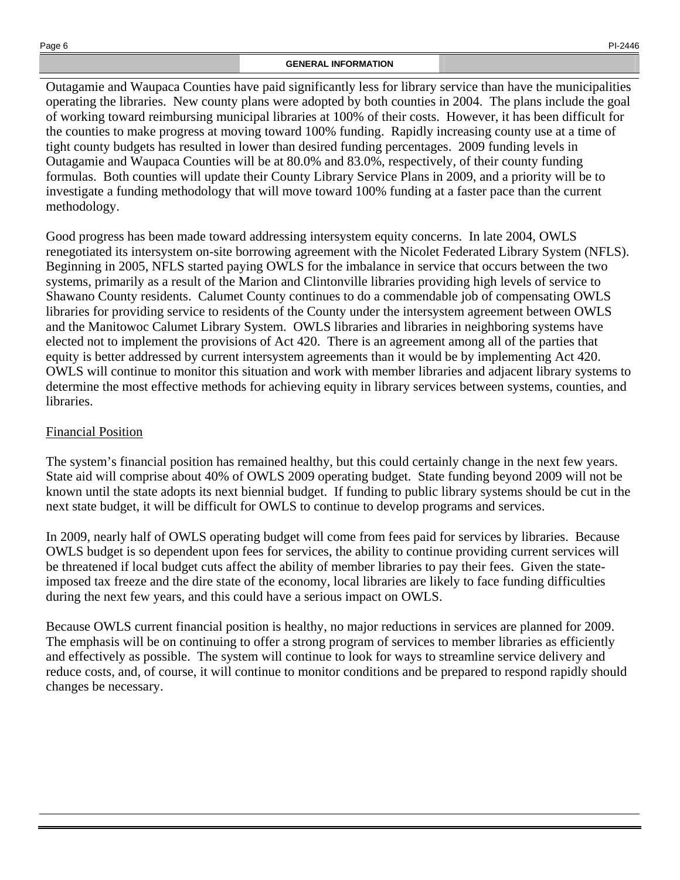Outagamie and Waupaca Counties have paid significantly less for library service than have the municipalities operating the libraries. New county plans were adopted by both counties in 2004. The plans include the goal of working toward reimbursing municipal libraries at 100% of their costs. However, it has been difficult for the counties to make progress at moving toward 100% funding. Rapidly increasing county use at a time of tight county budgets has resulted in lower than desired funding percentages. 2009 funding levels in Outagamie and Waupaca Counties will be at 80.0% and 83.0%, respectively, of their county funding formulas. Both counties will update their County Library Service Plans in 2009, and a priority will be to investigate a funding methodology that will move toward 100% funding at a faster pace than the current methodology.

Good progress has been made toward addressing intersystem equity concerns. In late 2004, OWLS renegotiated its intersystem on-site borrowing agreement with the Nicolet Federated Library System (NFLS). Beginning in 2005, NFLS started paying OWLS for the imbalance in service that occurs between the two systems, primarily as a result of the Marion and Clintonville libraries providing high levels of service to Shawano County residents. Calumet County continues to do a commendable job of compensating OWLS libraries for providing service to residents of the County under the intersystem agreement between OWLS and the Manitowoc Calumet Library System. OWLS libraries and libraries in neighboring systems have elected not to implement the provisions of Act 420. There is an agreement among all of the parties that equity is better addressed by current intersystem agreements than it would be by implementing Act 420. OWLS will continue to monitor this situation and work with member libraries and adjacent library systems to determine the most effective methods for achieving equity in library services between systems, counties, and libraries.

## Financial Position

The system's financial position has remained healthy, but this could certainly change in the next few years. State aid will comprise about 40% of OWLS 2009 operating budget. State funding beyond 2009 will not be known until the state adopts its next biennial budget. If funding to public library systems should be cut in the next state budget, it will be difficult for OWLS to continue to develop programs and services.

In 2009, nearly half of OWLS operating budget will come from fees paid for services by libraries. Because OWLS budget is so dependent upon fees for services, the ability to continue providing current services will be threatened if local budget cuts affect the ability of member libraries to pay their fees. Given the state-imposed tax freeze and the dire state of the economy, local libraries are likely to face funding difficulties during the next few years, and this could have a serious impact on OWLS.

Because OWLS current financial position is healthy, no major reductions in services are planned for 2009. The emphasis will be on continuing to offer a strong program of services to member libraries as efficiently and effectively as possible. The system will continue to look for ways to streamline service delivery and reduce costs, and, of course, it will continue to monitor conditions and be prepared to respond rapidly should changes be necessary.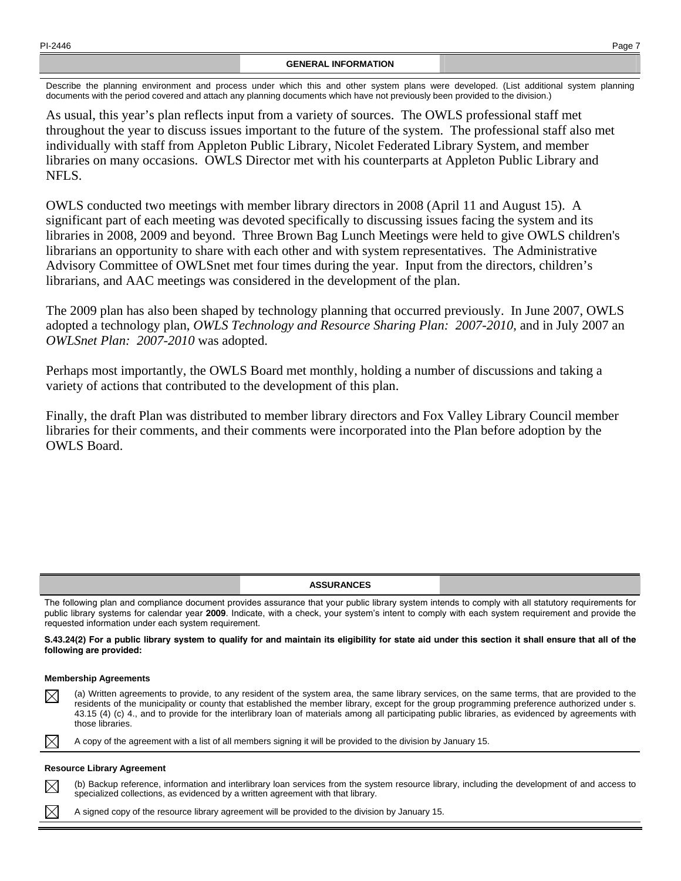## GENERAL INFORMATION

Describe the planning environment and process under which this and other system plans were developed. (List additional system planning documents with the period covered and attach any planning documents which have not previously been provided to the division.)

As usual, this year's plan reflects input from a variety of sources. The OWLS professional staff met throughout the year to discuss issues important to the future of the system. The professional staff also met individually with staff from Appleton Public Library, Nicolet Federated Library System, and member libraries on many occasions. OWLS Director met with his counterparts at Appleton Public Library and NFLS.

OWLS conducted two meetings with member library directors in 2008 (April 11 and August 15). A significant part of each meeting was devoted specifically to discussing issues facing the system and its libraries in 2008, 2009 and beyond. Three Brown Bag Lunch Meetings were held to give OWLS children's librarians an opportunity to share with each other and with system representatives. The Administrative Advisory Committee of OWLSnet met four times during the year. Input from the directors, children's librarians, and AAC meetings was considered in the development of the plan.

The 2009 plan has also been shaped by technology planning that occurred previously. In June 2007, OWLS adopted a technology plan, *OWLS Technology and Resource Sharing Plan: 2007-2010*, and in July 2007 an *OWLSnet Plan: 2007-2010* was adopted.

Perhaps most importantly, the OWLS Board met monthly, holding a number of discussions and taking a variety of actions that contributed to the development of this plan.

Finally, the draft Plan was distributed to member library directors and Fox Valley Library Council member libraries for their comments, and their comments were incorporated into the Plan before adoption by the OWLS Board.

## ASSURANCES

The following plan and compliance document provides assurance that your public library system intends to comply with all statutory requirements for public library systems for calendar year **2009**. Indicate, with a check, your system's intent to comply with each system requirement and provide the requested information under each system requirement.

**S.43.24(2) For a public library system to qualify for and maintain its eligibility for state aid under this section it shall ensure that all of the following are provided:**

**Membership Agreements**

☒ (a) Written agreements to provide, to any resident of the system area, the same library services, on the same terms, that are provided to the residents of the municipality or county that established the member library, except for the group programming preference authorized under s. 43.15 (4) (c) 4., and to provide for the interlibrary loan of materials among all participating public libraries, as evidenced by agreements with those libraries.

☒ A copy of the agreement with a list of all members signing it will be provided to the division by January 15.

**Resource Library Agreement**

☒ (b) Backup reference, information and interlibrary loan services from the system resource library, including the development of and access to specialized collections, as evidenced by a written agreement with that library.

☒ A signed copy of the resource library agreement will be provided to the division by January 15.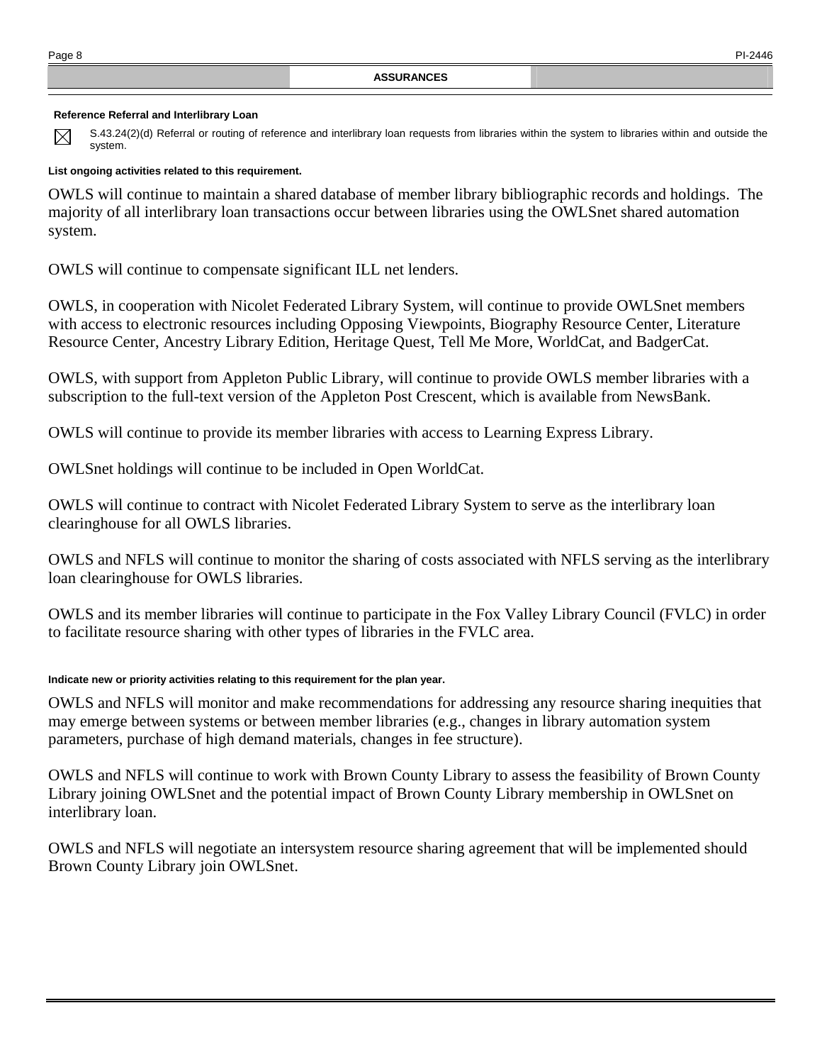## ASSURANCES

**Reference Referral and Interlibrary Loan**

☒ S.43.24(2)(d) Referral or routing of reference and interlibrary loan requests from libraries within the system to libraries within and outside the system.

**List ongoing activities related to this requirement.**

OWLS will continue to maintain a shared database of member library bibliographic records and holdings. The majority of all interlibrary loan transactions occur between libraries using the OWLSnet shared automation system.

OWLS will continue to compensate significant ILL net lenders.

OWLS, in cooperation with Nicolet Federated Library System, will continue to provide OWLSnet members with access to electronic resources including Opposing Viewpoints, Biography Resource Center, Literature Resource Center, Ancestry Library Edition, Heritage Quest, Tell Me More, WorldCat, and BadgerCat.

OWLS, with support from Appleton Public Library, will continue to provide OWLS member libraries with a subscription to the full-text version of the Appleton Post Crescent, which is available from NewsBank.

OWLS will continue to provide its member libraries with access to Learning Express Library.

OWLSnet holdings will continue to be included in Open WorldCat.

OWLS will continue to contract with Nicolet Federated Library System to serve as the interlibrary loan clearinghouse for all OWLS libraries.

OWLS and NFLS will continue to monitor the sharing of costs associated with NFLS serving as the interlibrary loan clearinghouse for OWLS libraries.

OWLS and its member libraries will continue to participate in the Fox Valley Library Council (FVLC) in order to facilitate resource sharing with other types of libraries in the FVLC area.

**Indicate new or priority activities relating to this requirement for the plan year.**

OWLS and NFLS will monitor and make recommendations for addressing any resource sharing inequities that may emerge between systems or between member libraries (e.g., changes in library automation system parameters, purchase of high demand materials, changes in fee structure).

OWLS and NFLS will continue to work with Brown County Library to assess the feasibility of Brown County Library joining OWLSnet and the potential impact of Brown County Library membership in OWLSnet on interlibrary loan.

OWLS and NFLS will negotiate an intersystem resource sharing agreement that will be implemented should Brown County Library join OWLSnet.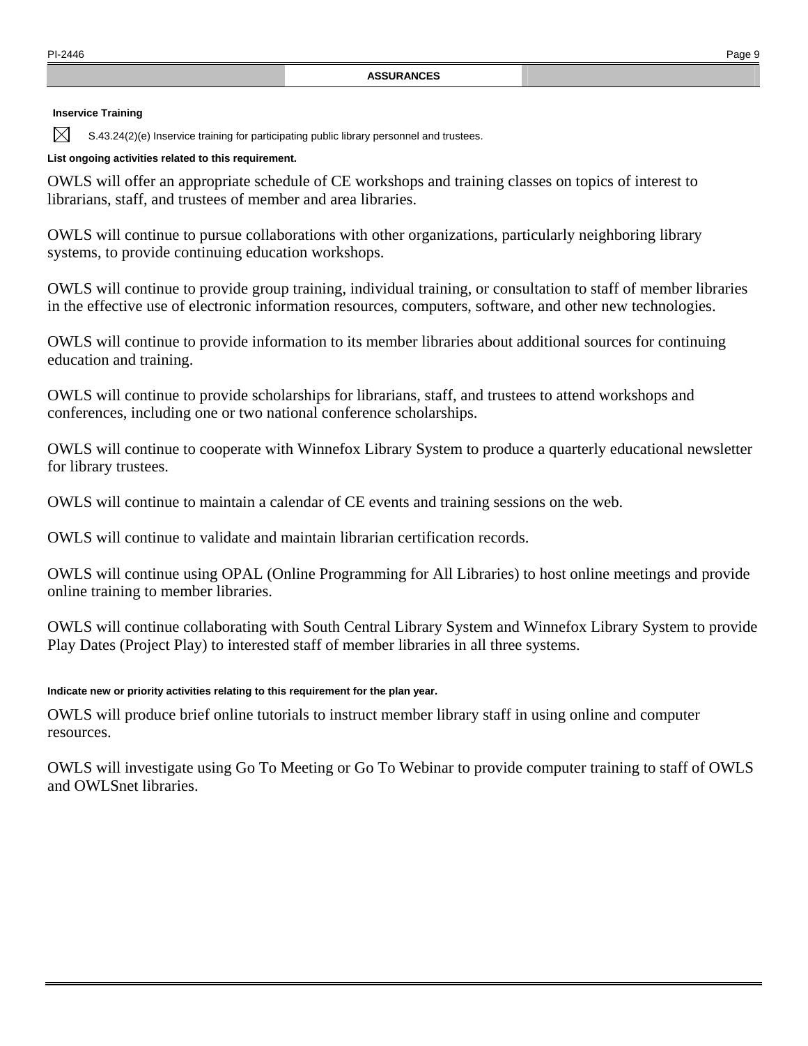## ASSURANCES

### Inservice Training

☒ S.43.24(2)(e) Inservice training for participating public library personnel and trustees.

**List ongoing activities related to this requirement.**

OWLS will offer an appropriate schedule of CE workshops and training classes on topics of interest to librarians, staff, and trustees of member and area libraries.

OWLS will continue to pursue collaborations with other organizations, particularly neighboring library systems, to provide continuing education workshops.

OWLS will continue to provide group training, individual training, or consultation to staff of member libraries in the effective use of electronic information resources, computers, software, and other new technologies.

OWLS will continue to provide information to its member libraries about additional sources for continuing education and training.

OWLS will continue to provide scholarships for librarians, staff, and trustees to attend workshops and conferences, including one or two national conference scholarships.

OWLS will continue to cooperate with Winnefox Library System to produce a quarterly educational newsletter for library trustees.

OWLS will continue to maintain a calendar of CE events and training sessions on the web.

OWLS will continue to validate and maintain librarian certification records.

OWLS will continue using OPAL (Online Programming for All Libraries) to host online meetings and provide online training to member libraries.

OWLS will continue collaborating with South Central Library System and Winnefox Library System to provide Play Dates (Project Play) to interested staff of member libraries in all three systems.

**Indicate new or priority activities relating to this requirement for the plan year.**

OWLS will produce brief online tutorials to instruct member library staff in using online and computer resources.

OWLS will investigate using Go To Meeting or Go To Webinar to provide computer training to staff of OWLS and OWLSnet libraries.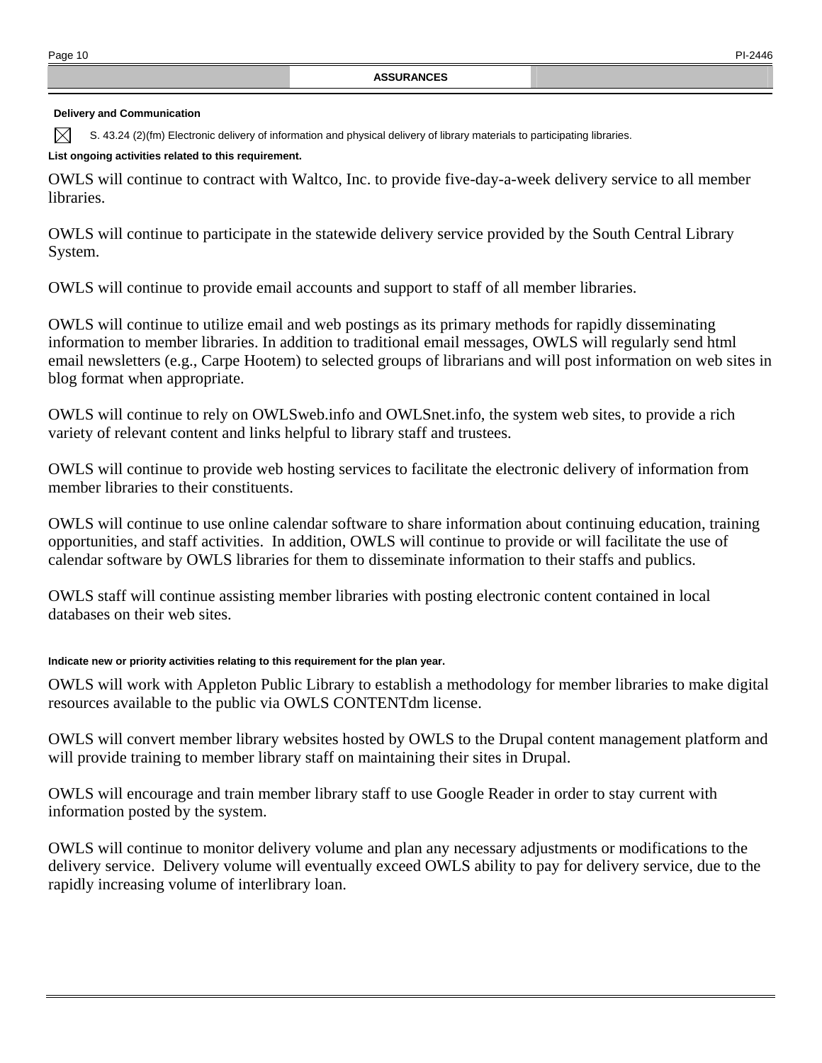## ASSURANCES

### Delivery and Communication

☒ S. 43.24 (2)(fm) Electronic delivery of information and physical delivery of library materials to participating libraries.

**List ongoing activities related to this requirement.**

OWLS will continue to contract with Waltco, Inc. to provide five-day-a-week delivery service to all member libraries.

OWLS will continue to participate in the statewide delivery service provided by the South Central Library System.

OWLS will continue to provide email accounts and support to staff of all member libraries.

OWLS will continue to utilize email and web postings as its primary methods for rapidly disseminating information to member libraries. In addition to traditional email messages, OWLS will regularly send html email newsletters (e.g., Carpe Hootem) to selected groups of librarians and will post information on web sites in blog format when appropriate.

OWLS will continue to rely on OWLSweb.info and OWLSnet.info, the system web sites, to provide a rich variety of relevant content and links helpful to library staff and trustees.

OWLS will continue to provide web hosting services to facilitate the electronic delivery of information from member libraries to their constituents.

OWLS will continue to use online calendar software to share information about continuing education, training opportunities, and staff activities. In addition, OWLS will continue to provide or will facilitate the use of calendar software by OWLS libraries for them to disseminate information to their staffs and publics.

OWLS staff will continue assisting member libraries with posting electronic content contained in local databases on their web sites.

**Indicate new or priority activities relating to this requirement for the plan year.**

OWLS will work with Appleton Public Library to establish a methodology for member libraries to make digital resources available to the public via OWLS CONTENTdm license.

OWLS will convert member library websites hosted by OWLS to the Drupal content management platform and will provide training to member library staff on maintaining their sites in Drupal.

OWLS will encourage and train member library staff to use Google Reader in order to stay current with information posted by the system.

OWLS will continue to monitor delivery volume and plan any necessary adjustments or modifications to the delivery service. Delivery volume will eventually exceed OWLS ability to pay for delivery service, due to the rapidly increasing volume of interlibrary loan.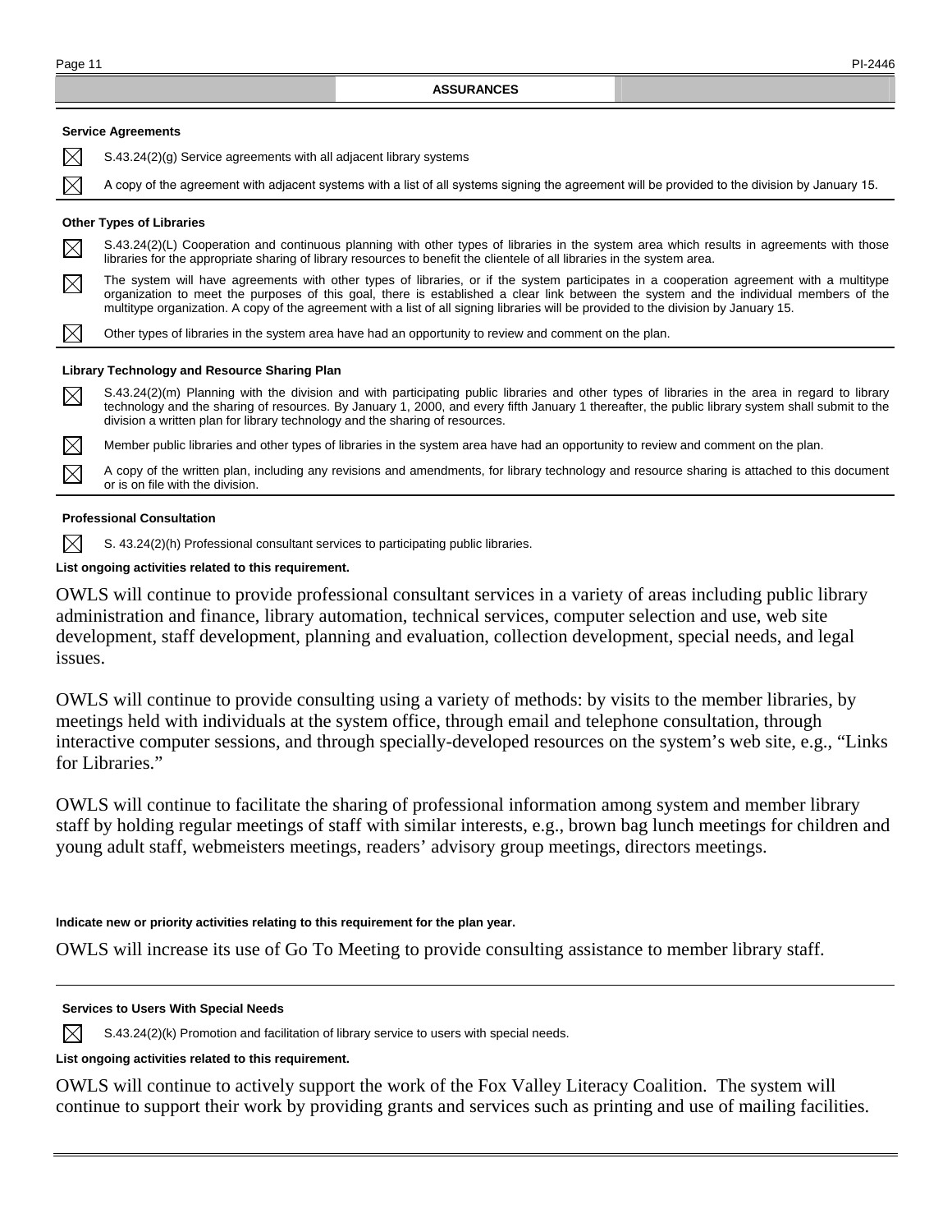## ASSURANCES

### Service Agreements

☒ S.43.24(2)(g) Service agreements with all adjacent library systems

☒ A copy of the agreement with adjacent systems with a list of all systems signing the agreement will be provided to the division by January 15.

### Other Types of Libraries

☒ S.43.24(2)(L) Cooperation and continuous planning with other types of libraries in the system area which results in agreements with those libraries for the appropriate sharing of library resources to benefit the clientele of all libraries in the system area.

☒ The system will have agreements with other types of libraries, or if the system participates in a cooperation agreement with a multitype organization to meet the purposes of this goal, there is established a clear link between the system and the individual members of the multitype organization. A copy of the agreement with a list of all signing libraries will be provided to the division by January 15.

☒ Other types of libraries in the system area have had an opportunity to review and comment on the plan.

### Library Technology and Resource Sharing Plan

☒ S.43.24(2)(m) Planning with the division and with participating public libraries and other types of libraries in the area in regard to library technology and the sharing of resources. By January 1, 2000, and every fifth January 1 thereafter, the public library system shall submit to the division a written plan for library technology and the sharing of resources.

☒ Member public libraries and other types of libraries in the system area have had an opportunity to review and comment on the plan.

☒ A copy of the written plan, including any revisions and amendments, for library technology and resource sharing is attached to this document or is on file with the division.

### Professional Consultation

☒ S. 43.24(2)(h) Professional consultant services to participating public libraries.

**List ongoing activities related to this requirement.**

OWLS will continue to provide professional consultant services in a variety of areas including public library administration and finance, library automation, technical services, computer selection and use, web site development, staff development, planning and evaluation, collection development, special needs, and legal issues.

OWLS will continue to provide consulting using a variety of methods: by visits to the member libraries, by meetings held with individuals at the system office, through email and telephone consultation, through interactive computer sessions, and through specially-developed resources on the system's web site, e.g., "Links for Libraries."

OWLS will continue to facilitate the sharing of professional information among system and member library staff by holding regular meetings of staff with similar interests, e.g., brown bag lunch meetings for children and young adult staff, webmeisters meetings, readers' advisory group meetings, directors meetings.

**Indicate new or priority activities relating to this requirement for the plan year.**

OWLS will increase its use of Go To Meeting to provide consulting assistance to member library staff.

### Services to Users With Special Needs

☒ S.43.24(2)(k) Promotion and facilitation of library service to users with special needs.

**List ongoing activities related to this requirement.**

OWLS will continue to actively support the work of the Fox Valley Literacy Coalition. The system will continue to support their work by providing grants and services such as printing and use of mailing facilities.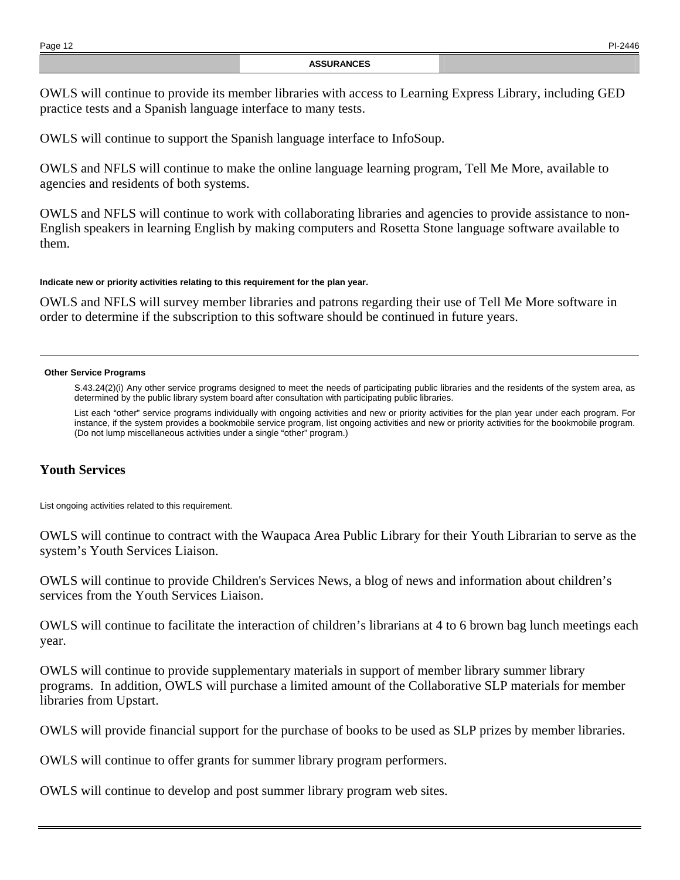## ASSURANCES

OWLS will continue to provide its member libraries with access to Learning Express Library, including GED practice tests and a Spanish language interface to many tests.

OWLS will continue to support the Spanish language interface to InfoSoup.

OWLS and NFLS will continue to make the online language learning program, Tell Me More, available to agencies and residents of both systems.

OWLS and NFLS will continue to work with collaborating libraries and agencies to provide assistance to non-English speakers in learning English by making computers and Rosetta Stone language software available to them.

**Indicate new or priority activities relating to this requirement for the plan year.**

OWLS and NFLS will survey member libraries and patrons regarding their use of Tell Me More software in order to determine if the subscription to this software should be continued in future years.

---

**Other Service Programs**

S.43.24(2)(i) Any other service programs designed to meet the needs of participating public libraries and the residents of the system area, as determined by the public library system board after consultation with participating public libraries.

List each "other" service programs individually with ongoing activities and new or priority activities for the plan year under each program. For instance, if the system provides a bookmobile service program, list ongoing activities and new or priority activities for the bookmobile program. (Do not lump miscellaneous activities under a single "other" program.)

### Youth Services

List ongoing activities related to this requirement.

OWLS will continue to contract with the Waupaca Area Public Library for their Youth Librarian to serve as the system's Youth Services Liaison.

OWLS will continue to provide Children's Services News, a blog of news and information about children's services from the Youth Services Liaison.

OWLS will continue to facilitate the interaction of children's librarians at 4 to 6 brown bag lunch meetings each year.

OWLS will continue to provide supplementary materials in support of member library summer library programs. In addition, OWLS will purchase a limited amount of the Collaborative SLP materials for member libraries from Upstart.

OWLS will provide financial support for the purchase of books to be used as SLP prizes by member libraries.

OWLS will continue to offer grants for summer library program performers.

OWLS will continue to develop and post summer library program web sites.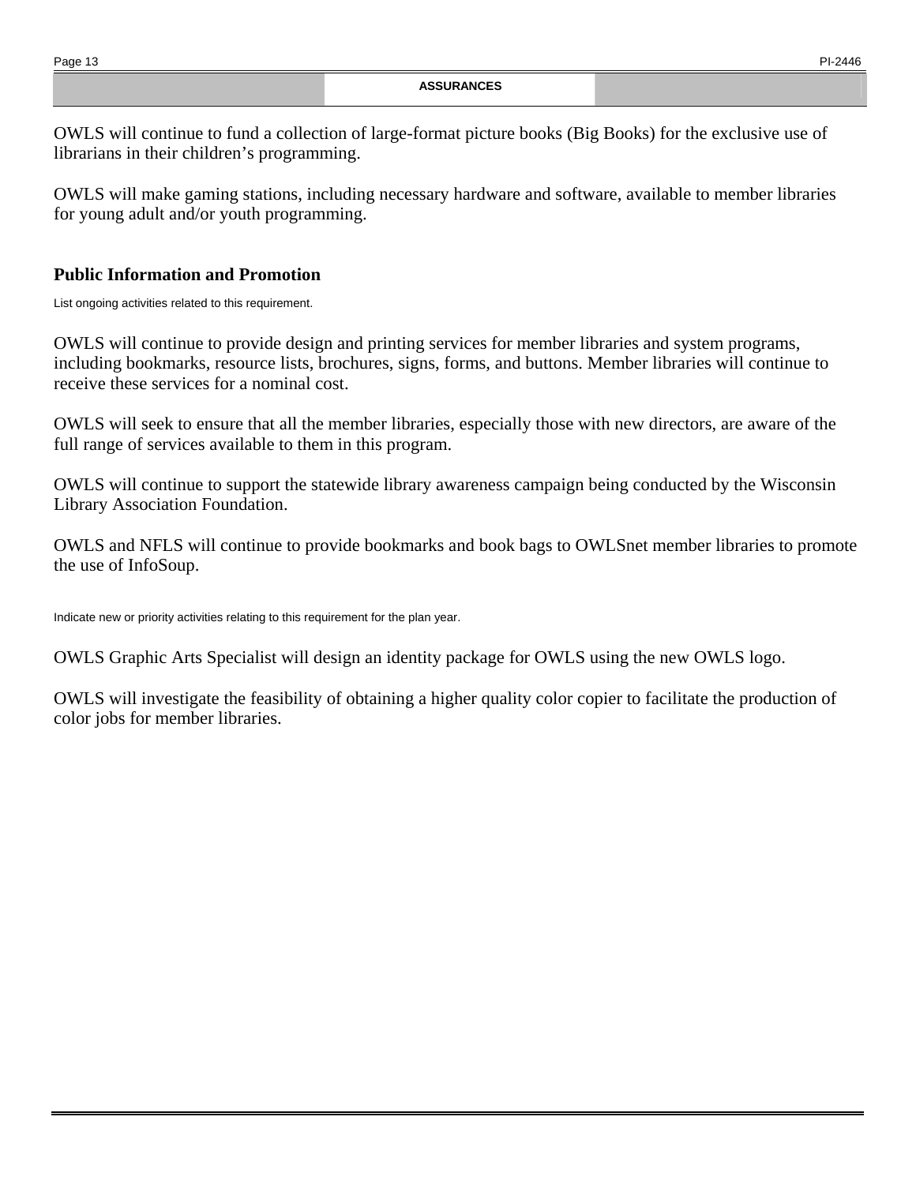## ASSURANCES

OWLS will continue to fund a collection of large-format picture books (Big Books) for the exclusive use of librarians in their children's programming.

OWLS will make gaming stations, including necessary hardware and software, available to member libraries for young adult and/or youth programming.

### Public Information and Promotion

List ongoing activities related to this requirement.

OWLS will continue to provide design and printing services for member libraries and system programs, including bookmarks, resource lists, brochures, signs, forms, and buttons. Member libraries will continue to receive these services for a nominal cost.

OWLS will seek to ensure that all the member libraries, especially those with new directors, are aware of the full range of services available to them in this program.

OWLS will continue to support the statewide library awareness campaign being conducted by the Wisconsin Library Association Foundation.

OWLS and NFLS will continue to provide bookmarks and book bags to OWLSnet member libraries to promote the use of InfoSoup.

Indicate new or priority activities relating to this requirement for the plan year.

OWLS Graphic Arts Specialist will design an identity package for OWLS using the new OWLS logo.

OWLS will investigate the feasibility of obtaining a higher quality color copier to facilitate the production of color jobs for member libraries.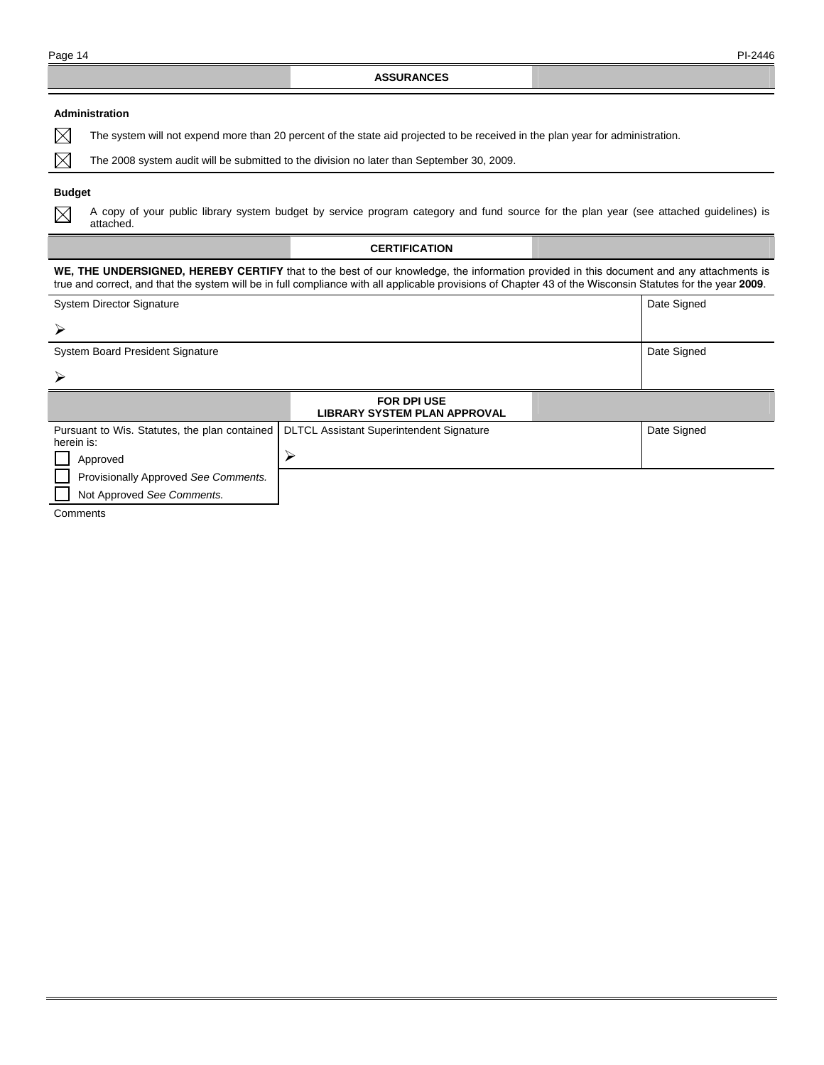## ASSURANCES

**Administration**

☒ The system will not expend more than 20 percent of the state aid projected to be received in the plan year for administration.

☒ The 2008 system audit will be submitted to the division no later than September 30, 2009.

**Budget**

☒ A copy of your public library system budget by service program category and fund source for the plan year (see attached guidelines) is attached.

## CERTIFICATION

**WE, THE UNDERSIGNED, HEREBY CERTIFY** that to the best of our knowledge, the information provided in this document and any attachments is true and correct, and that the system will be in full compliance with all applicable provisions of Chapter 43 of the Wisconsin Statutes for the year **2009**.

| System Director Signature | Date Signed |
|---|---|
| ➢ | |
| System Board President Signature | Date Signed |
| ➢ | |

## FOR DPI USE
## LIBRARY SYSTEM PLAN APPROVAL

| Pursuant to Wis. Statutes, the plan contained herein is: | DLTCL Assistant Superintendent Signature | Date Signed |
|---|---|---|
| ☐ Approved | ➢ | |
| ☐ Provisionally Approved *See Comments.* | | |
| ☐ Not Approved *See Comments.* | | |

Comments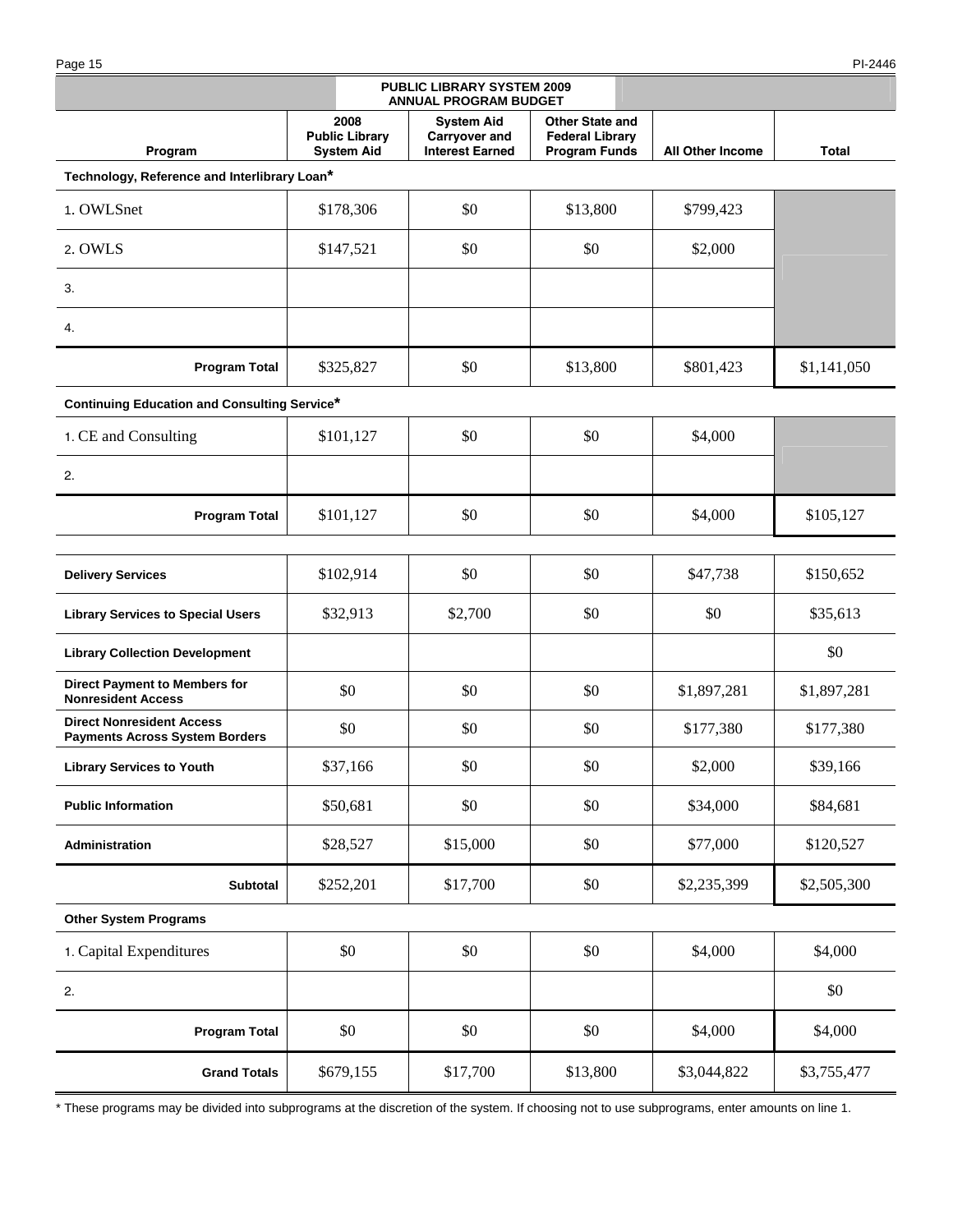## PUBLIC LIBRARY SYSTEM 2009 ANNUAL PROGRAM BUDGET

| Program | 2008 Public Library System Aid | System Aid Carryover and Interest Earned | Other State and Federal Library Program Funds | All Other Income | Total |
|---|---|---|---|---|---|
| **Technology, Reference and Interlibrary Loan*** | | | | | |
| 1. OWLSnet | $178,306 | $0 | $13,800 | $799,423 | |
| 2. OWLS | $147,521 | $0 | $0 | $2,000 | |
| 3. | | | | | |
| 4. | | | | | |
| **Program Total** | $325,827 | $0 | $13,800 | $801,423 | $1,141,050 |
| **Continuing Education and Consulting Service*** | | | | | |
| 1. CE and Consulting | $101,127 | $0 | $0 | $4,000 | |
| 2. | | | | | |
| **Program Total** | $101,127 | $0 | $0 | $4,000 | $105,127 |
| **Delivery Services** | $102,914 | $0 | $0 | $47,738 | $150,652 |
| **Library Services to Special Users** | $32,913 | $2,700 | $0 | $0 | $35,613 |
| **Library Collection Development** | | | | | $0 |
| **Direct Payment to Members for Nonresident Access** | $0 | $0 | $0 | $1,897,281 | $1,897,281 |
| **Direct Nonresident Access Payments Across System Borders** | $0 | $0 | $0 | $177,380 | $177,380 |
| **Library Services to Youth** | $37,166 | $0 | $0 | $2,000 | $39,166 |
| **Public Information** | $50,681 | $0 | $0 | $34,000 | $84,681 |
| **Administration** | $28,527 | $15,000 | $0 | $77,000 | $120,527 |
| **Subtotal** | $252,201 | $17,700 | $0 | $2,235,399 | $2,505,300 |
| **Other System Programs** | | | | | |
| 1. Capital Expenditures | $0 | $0 | $0 | $4,000 | $4,000 |
| 2. | | | | | $0 |
| **Program Total** | $0 | $0 | $0 | $4,000 | $4,000 |
| **Grand Totals** | $679,155 | $17,700 | $13,800 | $3,044,822 | $3,755,477 |

* These programs may be divided into subprograms at the discretion of the system. If choosing not to use subprograms, enter amounts on line 1.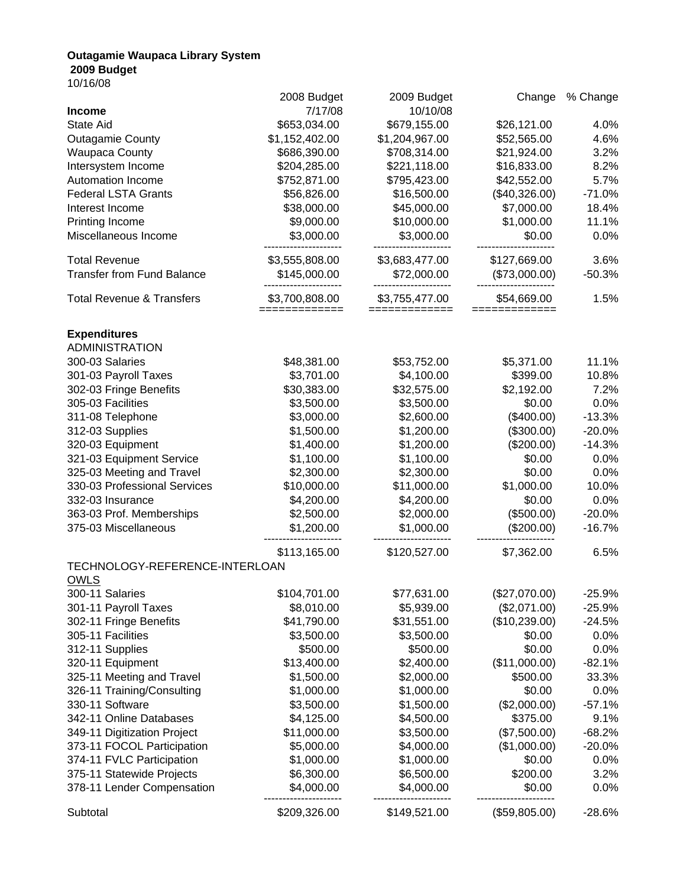**Outagamie Waupaca Library System**
**2009 Budget**
10/16/08

| | 2008 Budget 7/17/08 | 2009 Budget 10/10/08 | Change | % Change |
|---|---|---|---|---|
| **Income** | | | | |
| State Aid | $653,034.00 | $679,155.00 | $26,121.00 | 4.0% |
| Outagamie County | $1,152,402.00 | $1,204,967.00 | $52,565.00 | 4.6% |
| Waupaca County | $686,390.00 | $708,314.00 | $21,924.00 | 3.2% |
| Intersystem Income | $204,285.00 | $221,118.00 | $16,833.00 | 8.2% |
| Automation Income | $752,871.00 | $795,423.00 | $42,552.00 | 5.7% |
| Federal LSTA Grants | $56,826.00 | $16,500.00 | ($40,326.00) | -71.0% |
| Interest Income | $38,000.00 | $45,000.00 | $7,000.00 | 18.4% |
| Printing Income | $9,000.00 | $10,000.00 | $1,000.00 | 11.1% |
| Miscellaneous Income | $3,000.00 | $3,000.00 | $0.00 | 0.0% |
| Total Revenue | $3,555,808.00 | $3,683,477.00 | $127,669.00 | 3.6% |
| Transfer from Fund Balance | $145,000.00 | $72,000.00 | ($73,000.00) | -50.3% |
| Total Revenue & Transfers | $3,700,808.00 | $3,755,477.00 | $54,669.00 | 1.5% |
| **Expenditures** | | | | |
| ADMINISTRATION | | | | |
| 300-03 Salaries | $48,381.00 | $53,752.00 | $5,371.00 | 11.1% |
| 301-03 Payroll Taxes | $3,701.00 | $4,100.00 | $399.00 | 10.8% |
| 302-03 Fringe Benefits | $30,383.00 | $32,575.00 | $2,192.00 | 7.2% |
| 305-03 Facilities | $3,500.00 | $3,500.00 | $0.00 | 0.0% |
| 311-08 Telephone | $3,000.00 | $2,600.00 | ($400.00) | -13.3% |
| 312-03 Supplies | $1,500.00 | $1,200.00 | ($300.00) | -20.0% |
| 320-03 Equipment | $1,400.00 | $1,200.00 | ($200.00) | -14.3% |
| 321-03 Equipment Service | $1,100.00 | $1,100.00 | $0.00 | 0.0% |
| 325-03 Meeting and Travel | $2,300.00 | $2,300.00 | $0.00 | 0.0% |
| 330-03 Professional Services | $10,000.00 | $11,000.00 | $1,000.00 | 10.0% |
| 332-03 Insurance | $4,200.00 | $4,200.00 | $0.00 | 0.0% |
| 363-03 Prof. Memberships | $2,500.00 | $2,000.00 | ($500.00) | -20.0% |
| 375-03 Miscellaneous | $1,200.00 | $1,000.00 | ($200.00) | -16.7% |
| | $113,165.00 | $120,527.00 | $7,362.00 | 6.5% |
| TECHNOLOGY-REFERENCE-INTERLOAN | | | | |
| OWLS | | | | |
| 300-11 Salaries | $104,701.00 | $77,631.00 | ($27,070.00) | -25.9% |
| 301-11 Payroll Taxes | $8,010.00 | $5,939.00 | ($2,071.00) | -25.9% |
| 302-11 Fringe Benefits | $41,790.00 | $31,551.00 | ($10,239.00) | -24.5% |
| 305-11 Facilities | $3,500.00 | $3,500.00 | $0.00 | 0.0% |
| 312-11 Supplies | $500.00 | $500.00 | $0.00 | 0.0% |
| 320-11 Equipment | $13,400.00 | $2,400.00 | ($11,000.00) | -82.1% |
| 325-11 Meeting and Travel | $1,500.00 | $2,000.00 | $500.00 | 33.3% |
| 326-11 Training/Consulting | $1,000.00 | $1,000.00 | $0.00 | 0.0% |
| 330-11 Software | $3,500.00 | $1,500.00 | ($2,000.00) | -57.1% |
| 342-11 Online Databases | $4,125.00 | $4,500.00 | $375.00 | 9.1% |
| 349-11 Digitization Project | $11,000.00 | $3,500.00 | ($7,500.00) | -68.2% |
| 373-11 FOCOL Participation | $5,000.00 | $4,000.00 | ($1,000.00) | -20.0% |
| 374-11 FVLC Participation | $1,000.00 | $1,000.00 | $0.00 | 0.0% |
| 375-11 Statewide Projects | $6,300.00 | $6,500.00 | $200.00 | 3.2% |
| 378-11 Lender Compensation | $4,000.00 | $4,000.00 | $0.00 | 0.0% |
| Subtotal | $209,326.00 | $149,521.00 | ($59,805.00) | -28.6% |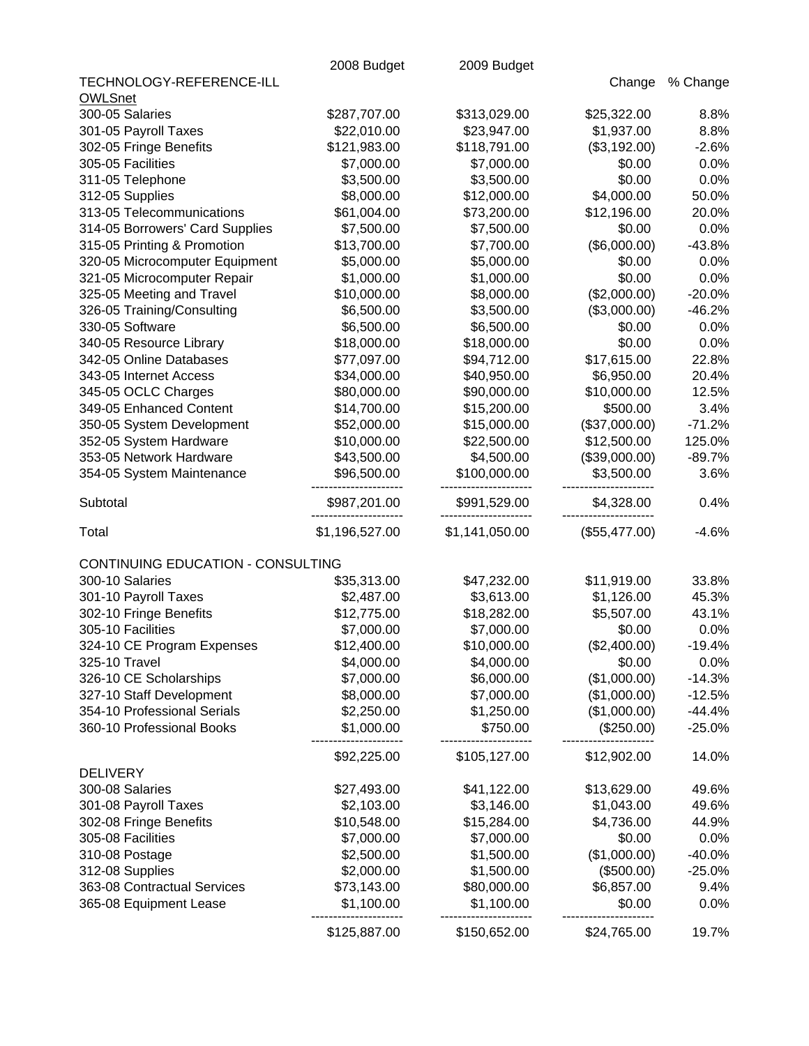| | 2008 Budget | 2009 Budget | Change | % Change |
|---|---|---|---|---|
| TECHNOLOGY-REFERENCE-ILL | | | | |
| OWLSnet | | | | |
| 300-05 Salaries | $287,707.00 | $313,029.00 | $25,322.00 | 8.8% |
| 301-05 Payroll Taxes | $22,010.00 | $23,947.00 | $1,937.00 | 8.8% |
| 302-05 Fringe Benefits | $121,983.00 | $118,791.00 | ($3,192.00) | -2.6% |
| 305-05 Facilities | $7,000.00 | $7,000.00 | $0.00 | 0.0% |
| 311-05 Telephone | $3,500.00 | $3,500.00 | $0.00 | 0.0% |
| 312-05 Supplies | $8,000.00 | $12,000.00 | $4,000.00 | 50.0% |
| 313-05 Telecommunications | $61,004.00 | $73,200.00 | $12,196.00 | 20.0% |
| 314-05 Borrowers' Card Supplies | $7,500.00 | $7,500.00 | $0.00 | 0.0% |
| 315-05 Printing & Promotion | $13,700.00 | $7,700.00 | ($6,000.00) | -43.8% |
| 320-05 Microcomputer Equipment | $5,000.00 | $5,000.00 | $0.00 | 0.0% |
| 321-05 Microcomputer Repair | $1,000.00 | $1,000.00 | $0.00 | 0.0% |
| 325-05 Meeting and Travel | $10,000.00 | $8,000.00 | ($2,000.00) | -20.0% |
| 326-05 Training/Consulting | $6,500.00 | $3,500.00 | ($3,000.00) | -46.2% |
| 330-05 Software | $6,500.00 | $6,500.00 | $0.00 | 0.0% |
| 340-05 Resource Library | $18,000.00 | $18,000.00 | $0.00 | 0.0% |
| 342-05 Online Databases | $77,097.00 | $94,712.00 | $17,615.00 | 22.8% |
| 343-05 Internet Access | $34,000.00 | $40,950.00 | $6,950.00 | 20.4% |
| 345-05 OCLC Charges | $80,000.00 | $90,000.00 | $10,000.00 | 12.5% |
| 349-05 Enhanced Content | $14,700.00 | $15,200.00 | $500.00 | 3.4% |
| 350-05 System Development | $52,000.00 | $15,000.00 | ($37,000.00) | -71.2% |
| 352-05 System Hardware | $10,000.00 | $22,500.00 | $12,500.00 | 125.0% |
| 353-05 Network Hardware | $43,500.00 | $4,500.00 | ($39,000.00) | -89.7% |
| 354-05 System Maintenance | $96,500.00 | $100,000.00 | $3,500.00 | 3.6% |
| Subtotal | $987,201.00 | $991,529.00 | $4,328.00 | 0.4% |
| Total | $1,196,527.00 | $1,141,050.00 | ($55,477.00) | -4.6% |
| | | | | |
| CONTINUING EDUCATION - CONSULTING | | | | |
| 300-10 Salaries | $35,313.00 | $47,232.00 | $11,919.00 | 33.8% |
| 301-10 Payroll Taxes | $2,487.00 | $3,613.00 | $1,126.00 | 45.3% |
| 302-10 Fringe Benefits | $12,775.00 | $18,282.00 | $5,507.00 | 43.1% |
| 305-10 Facilities | $7,000.00 | $7,000.00 | $0.00 | 0.0% |
| 324-10 CE Program Expenses | $12,400.00 | $10,000.00 | ($2,400.00) | -19.4% |
| 325-10 Travel | $4,000.00 | $4,000.00 | $0.00 | 0.0% |
| 326-10 CE Scholarships | $7,000.00 | $6,000.00 | ($1,000.00) | -14.3% |
| 327-10 Staff Development | $8,000.00 | $7,000.00 | ($1,000.00) | -12.5% |
| 354-10 Professional Serials | $2,250.00 | $1,250.00 | ($1,000.00) | -44.4% |
| 360-10 Professional Books | $1,000.00 | $750.00 | ($250.00) | -25.0% |
| | $92,225.00 | $105,127.00 | $12,902.00 | 14.0% |
| DELIVERY | | | | |
| 300-08 Salaries | $27,493.00 | $41,122.00 | $13,629.00 | 49.6% |
| 301-08 Payroll Taxes | $2,103.00 | $3,146.00 | $1,043.00 | 49.6% |
| 302-08 Fringe Benefits | $10,548.00 | $15,284.00 | $4,736.00 | 44.9% |
| 305-08 Facilities | $7,000.00 | $7,000.00 | $0.00 | 0.0% |
| 310-08 Postage | $2,500.00 | $1,500.00 | ($1,000.00) | -40.0% |
| 312-08 Supplies | $2,000.00 | $1,500.00 | ($500.00) | -25.0% |
| 363-08 Contractual Services | $73,143.00 | $80,000.00 | $6,857.00 | 9.4% |
| 365-08 Equipment Lease | $1,100.00 | $1,100.00 | $0.00 | 0.0% |
| | $125,887.00 | $150,652.00 | $24,765.00 | 19.7% |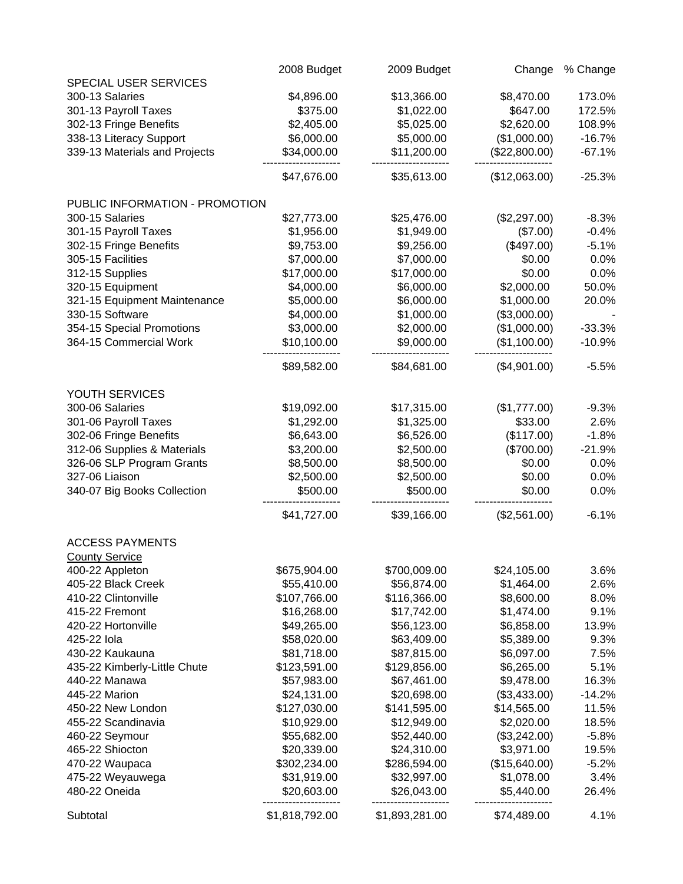| | 2008 Budget | 2009 Budget | Change | % Change |
|---|---|---|---|---|
| SPECIAL USER SERVICES | | | | |
| 300-13 Salaries | $4,896.00 | $13,366.00 | $8,470.00 | 173.0% |
| 301-13 Payroll Taxes | $375.00 | $1,022.00 | $647.00 | 172.5% |
| 302-13 Fringe Benefits | $2,405.00 | $5,025.00 | $2,620.00 | 108.9% |
| 338-13 Literacy Support | $6,000.00 | $5,000.00 | ($1,000.00) | -16.7% |
| 339-13 Materials and Projects | $34,000.00 | $11,200.00 | ($22,800.00) | -67.1% |
| | $47,676.00 | $35,613.00 | ($12,063.00) | -25.3% |
| PUBLIC INFORMATION - PROMOTION | | | | |
| 300-15 Salaries | $27,773.00 | $25,476.00 | ($2,297.00) | -8.3% |
| 301-15 Payroll Taxes | $1,956.00 | $1,949.00 | ($7.00) | -0.4% |
| 302-15 Fringe Benefits | $9,753.00 | $9,256.00 | ($497.00) | -5.1% |
| 305-15 Facilities | $7,000.00 | $7,000.00 | $0.00 | 0.0% |
| 312-15 Supplies | $17,000.00 | $17,000.00 | $0.00 | 0.0% |
| 320-15 Equipment | $4,000.00 | $6,000.00 | $2,000.00 | 50.0% |
| 321-15 Equipment Maintenance | $5,000.00 | $6,000.00 | $1,000.00 | 20.0% |
| 330-15 Software | $4,000.00 | $1,000.00 | ($3,000.00) | - |
| 354-15 Special Promotions | $3,000.00 | $2,000.00 | ($1,000.00) | -33.3% |
| 364-15 Commercial Work | $10,100.00 | $9,000.00 | ($1,100.00) | -10.9% |
| | $89,582.00 | $84,681.00 | ($4,901.00) | -5.5% |
| YOUTH SERVICES | | | | |
| 300-06 Salaries | $19,092.00 | $17,315.00 | ($1,777.00) | -9.3% |
| 301-06 Payroll Taxes | $1,292.00 | $1,325.00 | $33.00 | 2.6% |
| 302-06 Fringe Benefits | $6,643.00 | $6,526.00 | ($117.00) | -1.8% |
| 312-06 Supplies & Materials | $3,200.00 | $2,500.00 | ($700.00) | -21.9% |
| 326-06 SLP Program Grants | $8,500.00 | $8,500.00 | $0.00 | 0.0% |
| 327-06 Liaison | $2,500.00 | $2,500.00 | $0.00 | 0.0% |
| 340-07 Big Books Collection | $500.00 | $500.00 | $0.00 | 0.0% |
| | $41,727.00 | $39,166.00 | ($2,561.00) | -6.1% |
| ACCESS PAYMENTS | | | | |
| County Service | | | | |
| 400-22 Appleton | $675,904.00 | $700,009.00 | $24,105.00 | 3.6% |
| 405-22 Black Creek | $55,410.00 | $56,874.00 | $1,464.00 | 2.6% |
| 410-22 Clintonville | $107,766.00 | $116,366.00 | $8,600.00 | 8.0% |
| 415-22 Fremont | $16,268.00 | $17,742.00 | $1,474.00 | 9.1% |
| 420-22 Hortonville | $49,265.00 | $56,123.00 | $6,858.00 | 13.9% |
| 425-22 Iola | $58,020.00 | $63,409.00 | $5,389.00 | 9.3% |
| 430-22 Kaukauna | $81,718.00 | $87,815.00 | $6,097.00 | 7.5% |
| 435-22 Kimberly-Little Chute | $123,591.00 | $129,856.00 | $6,265.00 | 5.1% |
| 440-22 Manawa | $57,983.00 | $67,461.00 | $9,478.00 | 16.3% |
| 445-22 Marion | $24,131.00 | $20,698.00 | ($3,433.00) | -14.2% |
| 450-22 New London | $127,030.00 | $141,595.00 | $14,565.00 | 11.5% |
| 455-22 Scandinavia | $10,929.00 | $12,949.00 | $2,020.00 | 18.5% |
| 460-22 Seymour | $55,682.00 | $52,440.00 | ($3,242.00) | -5.8% |
| 465-22 Shiocton | $20,339.00 | $24,310.00 | $3,971.00 | 19.5% |
| 470-22 Waupaca | $302,234.00 | $286,594.00 | ($15,640.00) | -5.2% |
| 475-22 Weyauwega | $31,919.00 | $32,997.00 | $1,078.00 | 3.4% |
| 480-22 Oneida | $20,603.00 | $26,043.00 | $5,440.00 | 26.4% |
| Subtotal | $1,818,792.00 | $1,893,281.00 | $74,489.00 | 4.1% |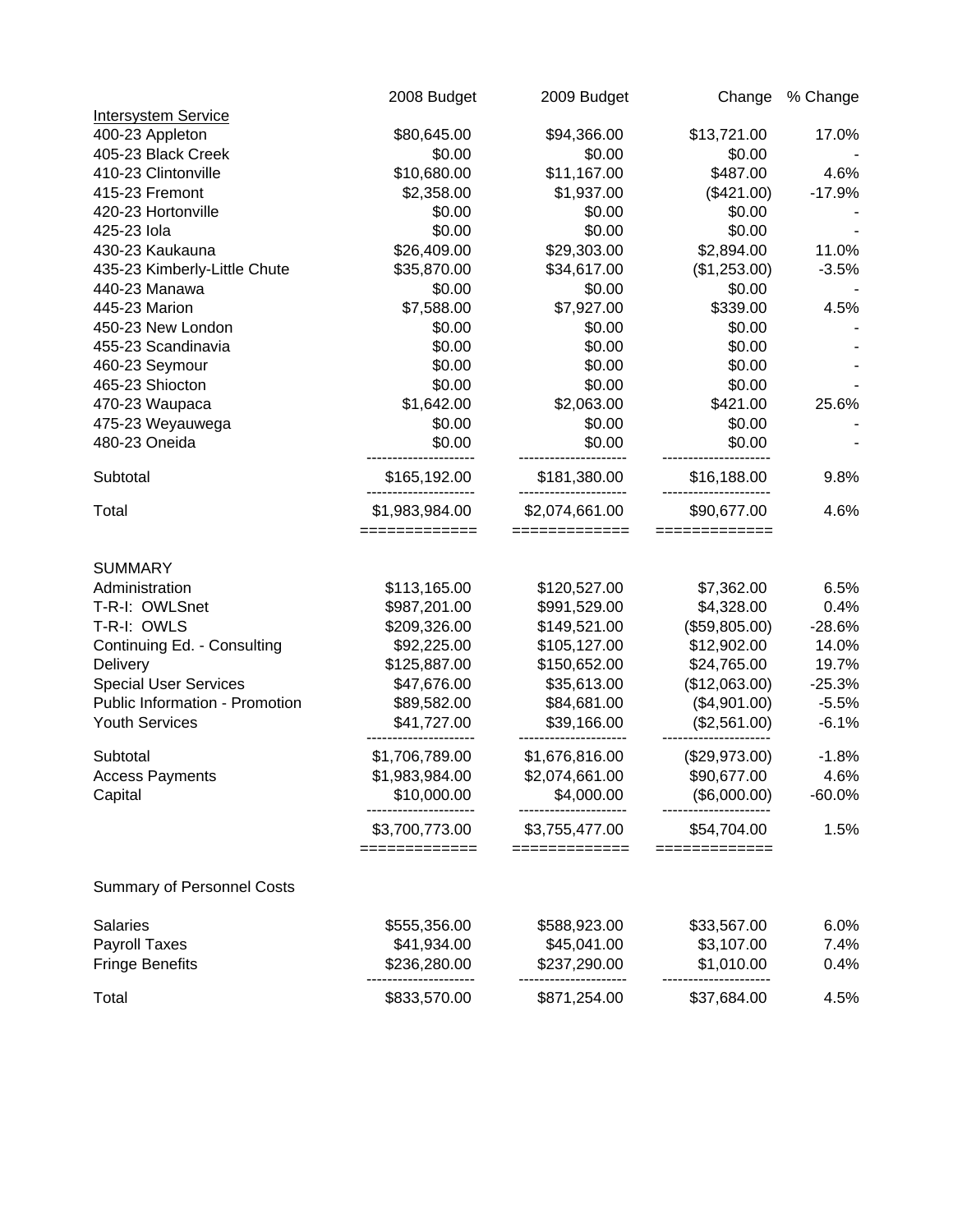| | 2008 Budget | 2009 Budget | Change | % Change |
|---|---|---|---|---|
| Intersystem Service | | | | |
| 400-23 Appleton | $80,645.00 | $94,366.00 | $13,721.00 | 17.0% |
| 405-23 Black Creek | $0.00 | $0.00 | $0.00 | - |
| 410-23 Clintonville | $10,680.00 | $11,167.00 | $487.00 | 4.6% |
| 415-23 Fremont | $2,358.00 | $1,937.00 | ($421.00) | -17.9% |
| 420-23 Hortonville | $0.00 | $0.00 | $0.00 | - |
| 425-23 Iola | $0.00 | $0.00 | $0.00 | - |
| 430-23 Kaukauna | $26,409.00 | $29,303.00 | $2,894.00 | 11.0% |
| 435-23 Kimberly-Little Chute | $35,870.00 | $34,617.00 | ($1,253.00) | -3.5% |
| 440-23 Manawa | $0.00 | $0.00 | $0.00 | - |
| 445-23 Marion | $7,588.00 | $7,927.00 | $339.00 | 4.5% |
| 450-23 New London | $0.00 | $0.00 | $0.00 | - |
| 455-23 Scandinavia | $0.00 | $0.00 | $0.00 | - |
| 460-23 Seymour | $0.00 | $0.00 | $0.00 | - |
| 465-23 Shiocton | $0.00 | $0.00 | $0.00 | - |
| 470-23 Waupaca | $1,642.00 | $2,063.00 | $421.00 | 25.6% |
| 475-23 Weyauwega | $0.00 | $0.00 | $0.00 | - |
| 480-23 Oneida | $0.00 | $0.00 | $0.00 | - |
| Subtotal | $165,192.00 | $181,380.00 | $16,188.00 | 9.8% |
| Total | $1,983,984.00 | $2,074,661.00 | $90,677.00 | 4.6% |

| | | | | |
|---|---|---|---|---|
| SUMMARY | | | | |
| Administration | $113,165.00 | $120,527.00 | $7,362.00 | 6.5% |
| T-R-I: OWLSnet | $987,201.00 | $991,529.00 | $4,328.00 | 0.4% |
| T-R-I: OWLS | $209,326.00 | $149,521.00 | ($59,805.00) | -28.6% |
| Continuing Ed. - Consulting | $92,225.00 | $105,127.00 | $12,902.00 | 14.0% |
| Delivery | $125,887.00 | $150,652.00 | $24,765.00 | 19.7% |
| Special User Services | $47,676.00 | $35,613.00 | ($12,063.00) | -25.3% |
| Public Information - Promotion | $89,582.00 | $84,681.00 | ($4,901.00) | -5.5% |
| Youth Services | $41,727.00 | $39,166.00 | ($2,561.00) | -6.1% |
| Subtotal | $1,706,789.00 | $1,676,816.00 | ($29,973.00) | -1.8% |
| Access Payments | $1,983,984.00 | $2,074,661.00 | $90,677.00 | 4.6% |
| Capital | $10,000.00 | $4,000.00 | ($6,000.00) | -60.0% |
| | $3,700,773.00 | $3,755,477.00 | $54,704.00 | 1.5% |

Summary of Personnel Costs

| | | | | |
|---|---|---|---|---|
| Salaries | $555,356.00 | $588,923.00 | $33,567.00 | 6.0% |
| Payroll Taxes | $41,934.00 | $45,041.00 | $3,107.00 | 7.4% |
| Fringe Benefits | $236,280.00 | $237,290.00 | $1,010.00 | 0.4% |
| Total | $833,570.00 | $871,254.00 | $37,684.00 | 4.5% |